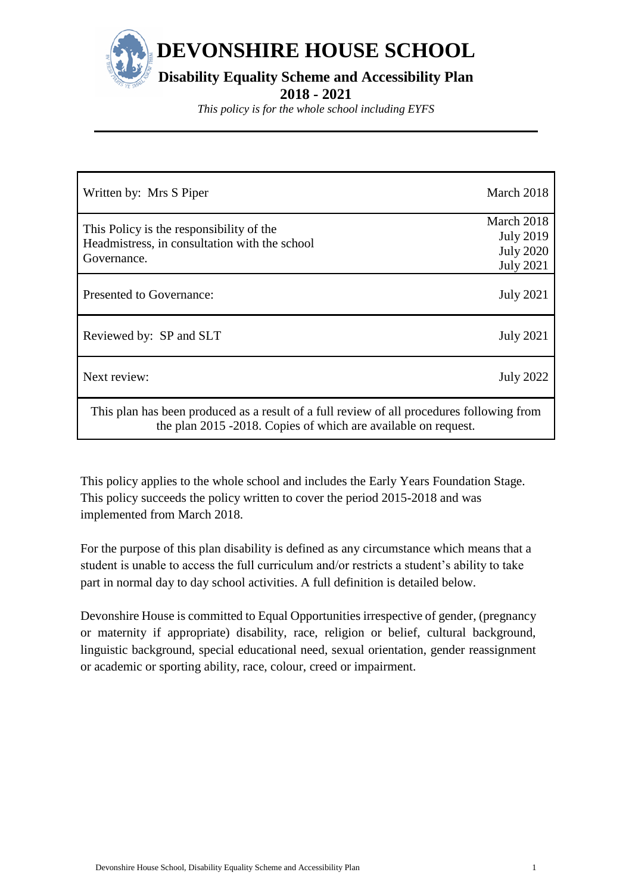# DEVONSHIRE HOUSE SCHOOL

## Disability Equality Scheme and Accessibility Plan

## 2018 - 2021

*This policy is for the whole school including EYFS*

| | |
|---|---|
| Written by: Mrs S Piper | March 2018 |
| This Policy is the responsibility of the Headmistress, in consultation with the school Governance. | March 2018<br>July 2019<br>July 2020<br>July 2021 |
| Presented to Governance: | July 2021 |
| Reviewed by: SP and SLT | July 2021 |
| Next review: | July 2022 |
| This plan has been produced as a result of a full review of all procedures following from the plan 2015 -2018. Copies of which are available on request. | |

This policy applies to the whole school and includes the Early Years Foundation Stage. This policy succeeds the policy written to cover the period 2015-2018 and was implemented from March 2018.

For the purpose of this plan disability is defined as any circumstance which means that a student is unable to access the full curriculum and/or restricts a student's ability to take part in normal day to day school activities. A full definition is detailed below.

Devonshire House is committed to Equal Opportunities irrespective of gender, (pregnancy or maternity if appropriate) disability, race, religion or belief, cultural background, linguistic background, special educational need, sexual orientation, gender reassignment or academic or sporting ability, race, colour, creed or impairment.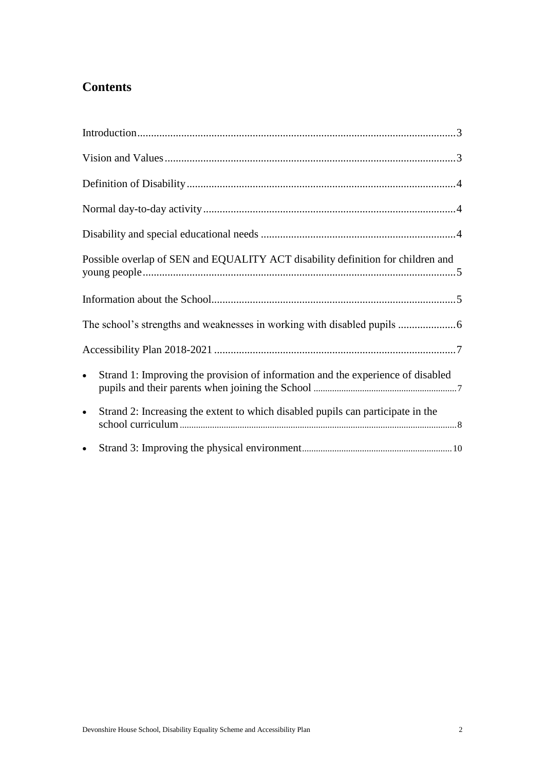## Contents

Introduction ..... 3

Vision and Values ..... 3

Definition of Disability ..... 4

Normal day-to-day activity ..... 4

Disability and special educational needs ..... 4

Possible overlap of SEN and EQUALITY ACT disability definition for children and young people ..... 5

Information about the School ..... 5

The school's strengths and weaknesses in working with disabled pupils ..... 6

Accessibility Plan 2018-2021 ..... 7

- Strand 1: Improving the provision of information and the experience of disabled pupils and their parents when joining the School ..... 7
- Strand 2: Increasing the extent to which disabled pupils can participate in the school curriculum ..... 8
- Strand 3: Improving the physical environment ..... 10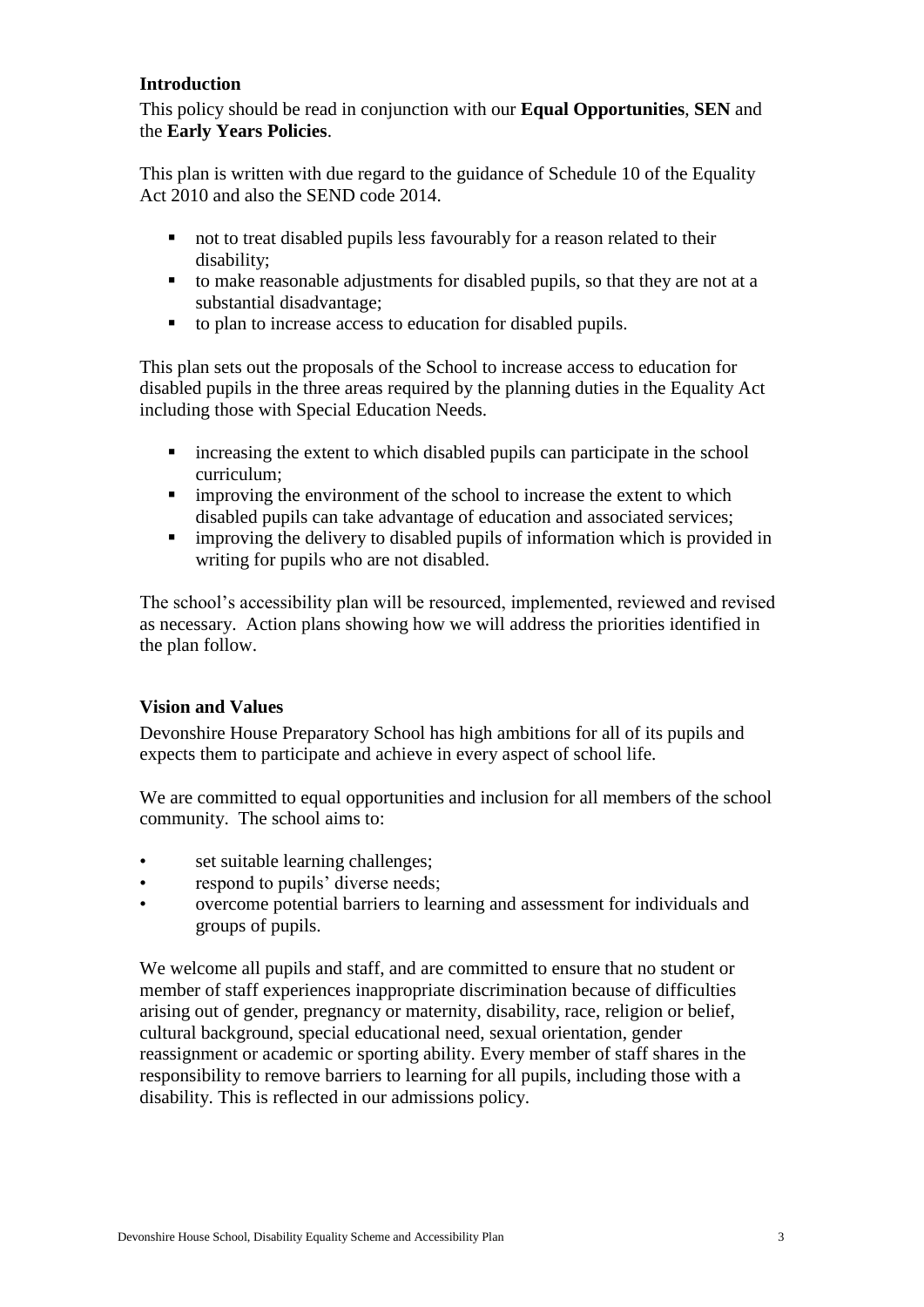**Introduction**

This policy should be read in conjunction with our **Equal Opportunities**, **SEN** and the **Early Years Policies**.

This plan is written with due regard to the guidance of Schedule 10 of the Equality Act 2010 and also the SEND code 2014.

- not to treat disabled pupils less favourably for a reason related to their disability;
- to make reasonable adjustments for disabled pupils, so that they are not at a substantial disadvantage;
- to plan to increase access to education for disabled pupils.

This plan sets out the proposals of the School to increase access to education for disabled pupils in the three areas required by the planning duties in the Equality Act including those with Special Education Needs.

- increasing the extent to which disabled pupils can participate in the school curriculum;
- improving the environment of the school to increase the extent to which disabled pupils can take advantage of education and associated services;
- improving the delivery to disabled pupils of information which is provided in writing for pupils who are not disabled.

The school's accessibility plan will be resourced, implemented, reviewed and revised as necessary. Action plans showing how we will address the priorities identified in the plan follow.

**Vision and Values**

Devonshire House Preparatory School has high ambitions for all of its pupils and expects them to participate and achieve in every aspect of school life.

We are committed to equal opportunities and inclusion for all members of the school community. The school aims to:

- set suitable learning challenges;
- respond to pupils' diverse needs;
- overcome potential barriers to learning and assessment for individuals and groups of pupils.

We welcome all pupils and staff, and are committed to ensure that no student or member of staff experiences inappropriate discrimination because of difficulties arising out of gender, pregnancy or maternity, disability, race, religion or belief, cultural background, special educational need, sexual orientation, gender reassignment or academic or sporting ability. Every member of staff shares in the responsibility to remove barriers to learning for all pupils, including those with a disability. This is reflected in our admissions policy.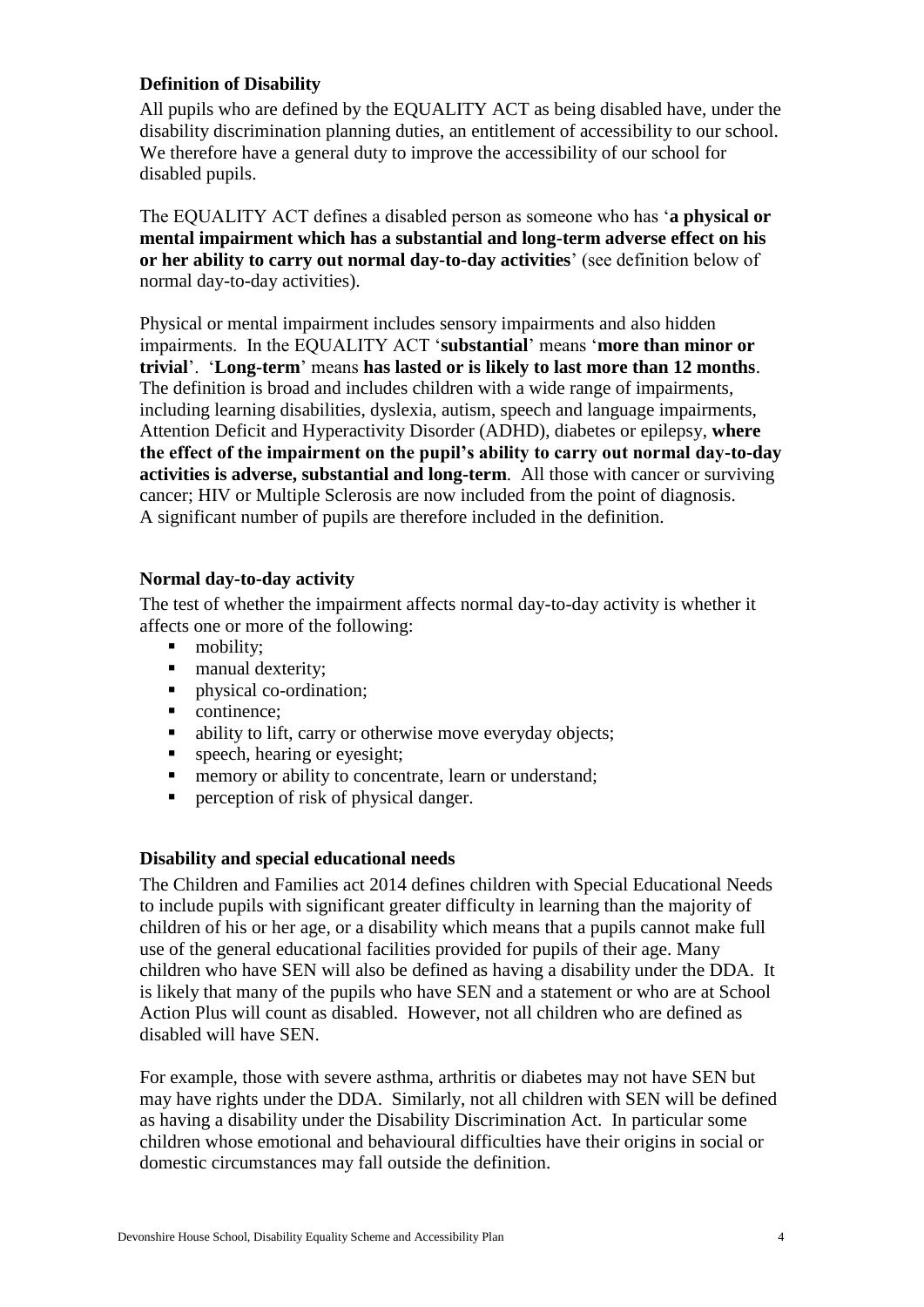### Definition of Disability

All pupils who are defined by the EQUALITY ACT as being disabled have, under the disability discrimination planning duties, an entitlement of accessibility to our school. We therefore have a general duty to improve the accessibility of our school for disabled pupils.

The EQUALITY ACT defines a disabled person as someone who has '**a physical or mental impairment which has a substantial and long-term adverse effect on his or her ability to carry out normal day-to-day activities**' (see definition below of normal day-to-day activities).

Physical or mental impairment includes sensory impairments and also hidden impairments. In the EQUALITY ACT '**substantial**' means '**more than minor or trivial**'. '**Long-term**' means **has lasted or is likely to last more than 12 months**. The definition is broad and includes children with a wide range of impairments, including learning disabilities, dyslexia, autism, speech and language impairments, Attention Deficit and Hyperactivity Disorder (ADHD), diabetes or epilepsy, **where the effect of the impairment on the pupil's ability to carry out normal day-to-day activities is adverse, substantial and long-term**. All those with cancer or surviving cancer; HIV or Multiple Sclerosis are now included from the point of diagnosis. A significant number of pupils are therefore included in the definition.

### Normal day-to-day activity

The test of whether the impairment affects normal day-to-day activity is whether it affects one or more of the following:

- mobility;
- manual dexterity;
- physical co-ordination;
- continence;
- ability to lift, carry or otherwise move everyday objects;
- speech, hearing or eyesight;
- memory or ability to concentrate, learn or understand;
- perception of risk of physical danger.

### Disability and special educational needs

The Children and Families act 2014 defines children with Special Educational Needs to include pupils with significant greater difficulty in learning than the majority of children of his or her age, or a disability which means that a pupils cannot make full use of the general educational facilities provided for pupils of their age. Many children who have SEN will also be defined as having a disability under the DDA. It is likely that many of the pupils who have SEN and a statement or who are at School Action Plus will count as disabled. However, not all children who are defined as disabled will have SEN.

For example, those with severe asthma, arthritis or diabetes may not have SEN but may have rights under the DDA. Similarly, not all children with SEN will be defined as having a disability under the Disability Discrimination Act. In particular some children whose emotional and behavioural difficulties have their origins in social or domestic circumstances may fall outside the definition.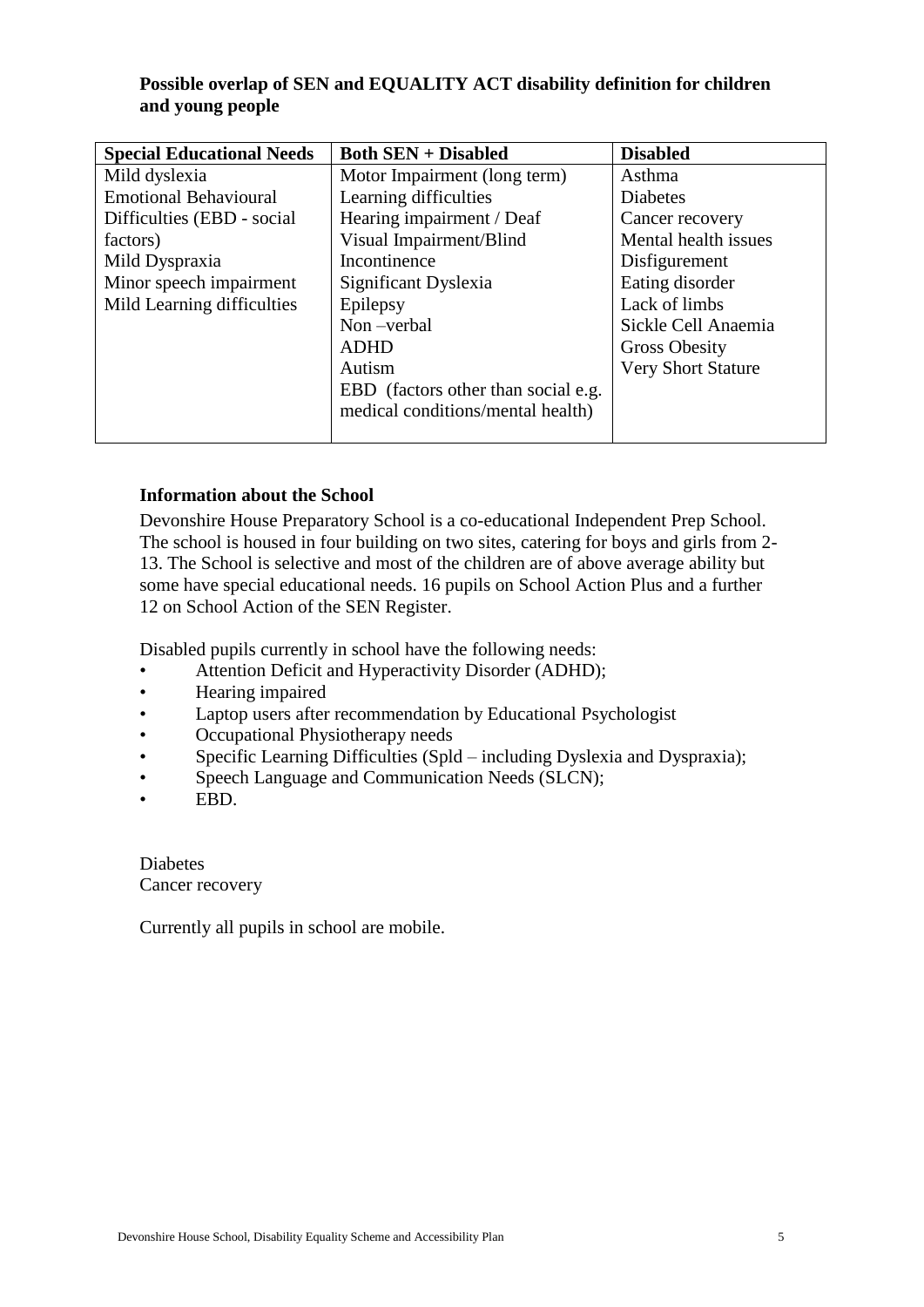**Possible overlap of SEN and EQUALITY ACT disability definition for children and young people**

| Special Educational Needs | Both SEN + Disabled | Disabled |
|---|---|---|
| Mild dyslexia | Motor Impairment (long term) | Asthma |
| Emotional Behavioural Difficulties (EBD - social factors) | Learning difficulties | Diabetes |
| Mild Dyspraxia | Hearing impairment / Deaf | Cancer recovery |
| Minor speech impairment | Visual Impairment/Blind | Mental health issues |
| Mild Learning difficulties | Incontinence | Disfigurement |
| | Significant Dyslexia | Eating disorder |
| | Epilepsy | Lack of limbs |
| | Non –verbal | Sickle Cell Anaemia |
| | ADHD | Gross Obesity |
| | Autism | Very Short Stature |
| | EBD (factors other than social e.g. medical conditions/mental health) | |

**Information about the School**

Devonshire House Preparatory School is a co-educational Independent Prep School. The school is housed in four building on two sites, catering for boys and girls from 2-13. The School is selective and most of the children are of above average ability but some have special educational needs. 16 pupils on School Action Plus and a further 12 on School Action of the SEN Register.

Disabled pupils currently in school have the following needs:

- Attention Deficit and Hyperactivity Disorder (ADHD);
- Hearing impaired
- Laptop users after recommendation by Educational Psychologist
- Occupational Physiotherapy needs
- Specific Learning Difficulties (Spld – including Dyslexia and Dyspraxia);
- Speech Language and Communication Needs (SLCN);
- EBD.

Diabetes
Cancer recovery

Currently all pupils in school are mobile.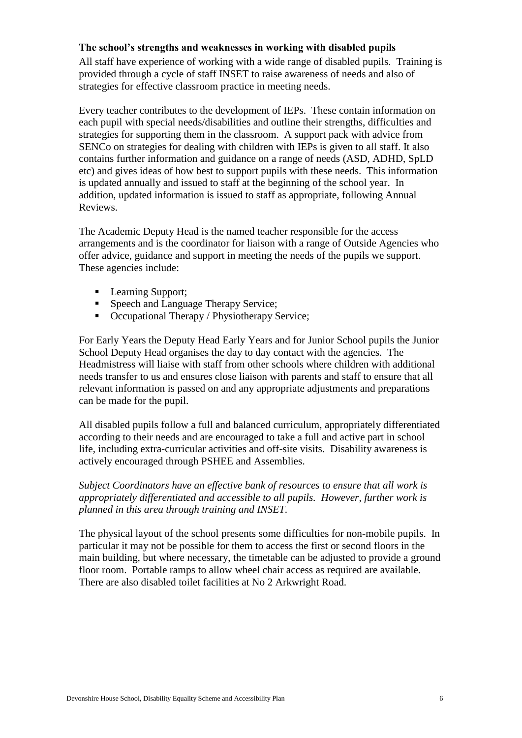### The school's strengths and weaknesses in working with disabled pupils

All staff have experience of working with a wide range of disabled pupils. Training is provided through a cycle of staff INSET to raise awareness of needs and also of strategies for effective classroom practice in meeting needs.

Every teacher contributes to the development of IEPs. These contain information on each pupil with special needs/disabilities and outline their strengths, difficulties and strategies for supporting them in the classroom. A support pack with advice from SENCo on strategies for dealing with children with IEPs is given to all staff. It also contains further information and guidance on a range of needs (ASD, ADHD, SpLD etc) and gives ideas of how best to support pupils with these needs. This information is updated annually and issued to staff at the beginning of the school year. In addition, updated information is issued to staff as appropriate, following Annual Reviews.

The Academic Deputy Head is the named teacher responsible for the access arrangements and is the coordinator for liaison with a range of Outside Agencies who offer advice, guidance and support in meeting the needs of the pupils we support. These agencies include:

- Learning Support;
- Speech and Language Therapy Service;
- Occupational Therapy / Physiotherapy Service;

For Early Years the Deputy Head Early Years and for Junior School pupils the Junior School Deputy Head organises the day to day contact with the agencies. The Headmistress will liaise with staff from other schools where children with additional needs transfer to us and ensures close liaison with parents and staff to ensure that all relevant information is passed on and any appropriate adjustments and preparations can be made for the pupil.

All disabled pupils follow a full and balanced curriculum, appropriately differentiated according to their needs and are encouraged to take a full and active part in school life, including extra-curricular activities and off-site visits. Disability awareness is actively encouraged through PSHEE and Assemblies.

*Subject Coordinators have an effective bank of resources to ensure that all work is appropriately differentiated and accessible to all pupils. However, further work is planned in this area through training and INSET.*

The physical layout of the school presents some difficulties for non-mobile pupils. In particular it may not be possible for them to access the first or second floors in the main building, but where necessary, the timetable can be adjusted to provide a ground floor room. Portable ramps to allow wheel chair access as required are available. There are also disabled toilet facilities at No 2 Arkwright Road.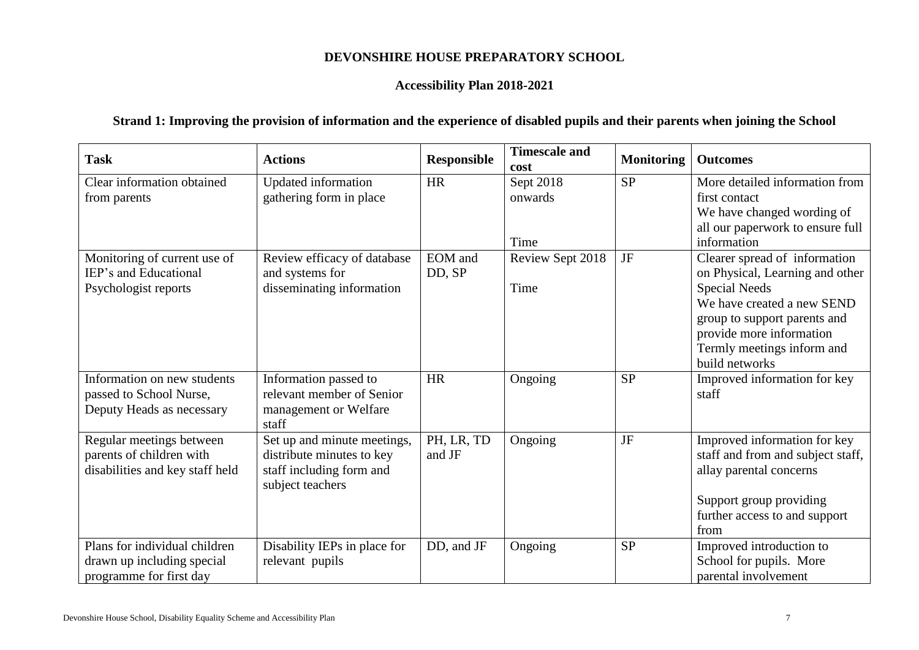**DEVONSHIRE HOUSE PREPARATORY SCHOOL**

**Accessibility Plan 2018-2021**

## Strand 1: Improving the provision of information and the experience of disabled pupils and their parents when joining the School

| Task | Actions | Responsible | Timescale and cost | Monitoring | Outcomes |
|---|---|---|---|---|---|
| Clear information obtained from parents | Updated information gathering form in place | HR | Sept 2018 onwards<br><br>Time | SP | More detailed information from first contact<br>We have changed wording of all our paperwork to ensure full information |
| Monitoring of current use of IEP's and Educational Psychologist reports | Review efficacy of database and systems for disseminating information | EOM and DD, SP | Review Sept 2018<br><br>Time | JF | Clearer spread of information on Physical, Learning and other Special Needs<br>We have created a new SEND group to support parents and provide more information<br>Termly meetings inform and build networks |
| Information on new students passed to School Nurse, Deputy Heads as necessary | Information passed to relevant member of Senior management or Welfare staff | HR | Ongoing | SP | Improved information for key staff |
| Regular meetings between parents of children with disabilities and key staff held | Set up and minute meetings, distribute minutes to key staff including form and subject teachers | PH, LR, TD and JF | Ongoing | JF | Improved information for key staff and from and subject staff, allay parental concerns<br><br>Support group providing further access to and support from |
| Plans for individual children drawn up including special programme for first day | Disability IEPs in place for relevant pupils | DD, and JF | Ongoing | SP | Improved introduction to School for pupils. More parental involvement |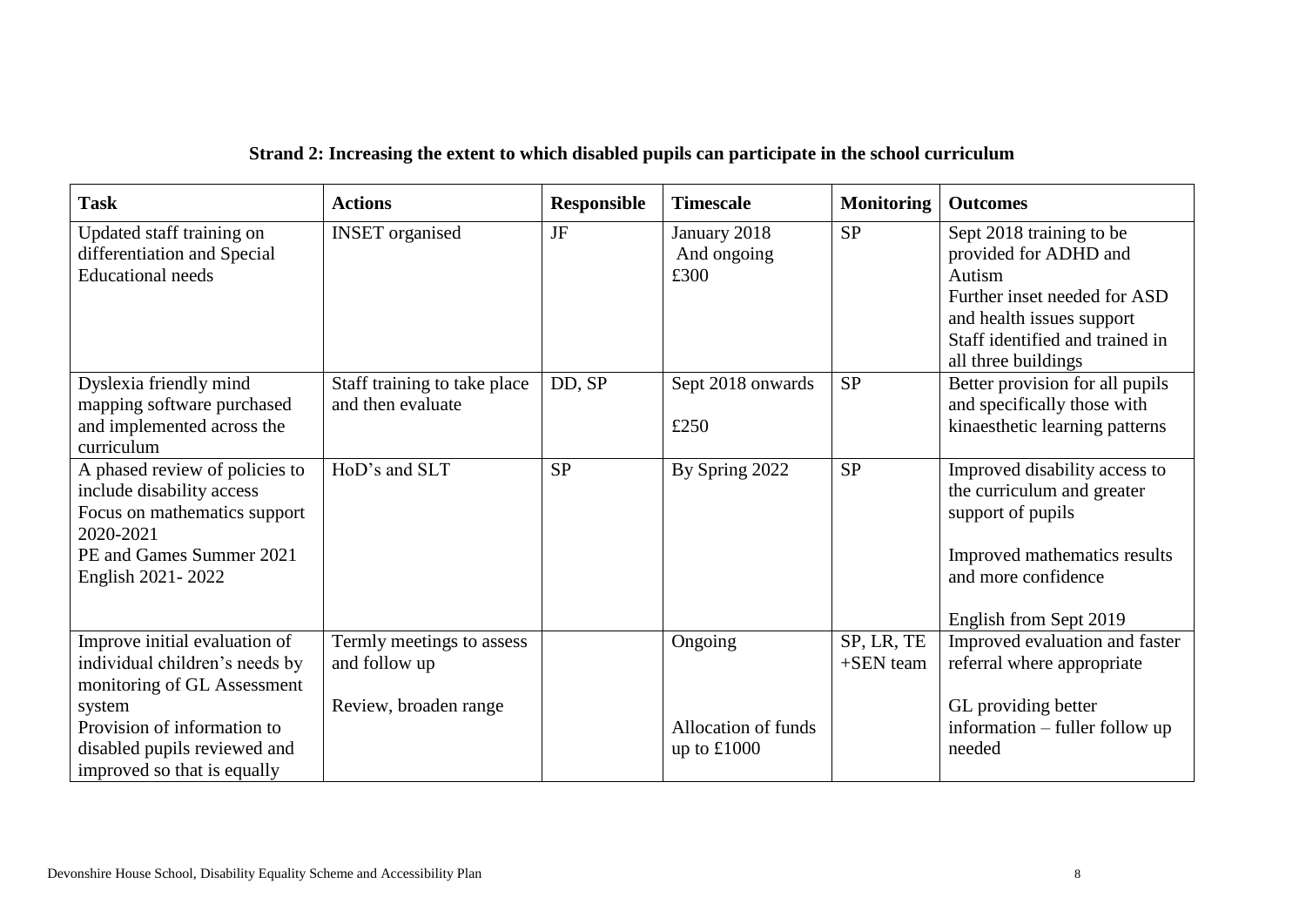**Strand 2: Increasing the extent to which disabled pupils can participate in the school curriculum**

| Task | Actions | Responsible | Timescale | Monitoring | Outcomes |
|---|---|---|---|---|---|
| Updated staff training on differentiation and Special Educational needs | INSET organised | JF | January 2018 And ongoing £300 | SP | Sept 2018 training to be provided for ADHD and Autism<br>Further inset needed for ASD and health issues support<br>Staff identified and trained in all three buildings |
| Dyslexia friendly mind mapping software purchased and implemented across the curriculum | Staff training to take place and then evaluate | DD, SP | Sept 2018 onwards<br><br>£250 | SP | Better provision for all pupils and specifically those with kinaesthetic learning patterns |
| A phased review of policies to include disability access<br>Focus on mathematics support 2020-2021<br>PE and Games Summer 2021<br>English 2021- 2022 | HoD's and SLT | SP | By Spring 2022 | SP | Improved disability access to the curriculum and greater support of pupils<br><br>Improved mathematics results and more confidence<br><br>English from Sept 2019 |
| Improve initial evaluation of individual children's needs by monitoring of GL Assessment system<br>Provision of information to disabled pupils reviewed and improved so that is equally | Termly meetings to assess and follow up<br><br>Review, broaden range | | Ongoing<br><br>Allocation of funds up to £1000 | SP, LR, TE +SEN team | Improved evaluation and faster referral where appropriate<br><br>GL providing better information – fuller follow up needed |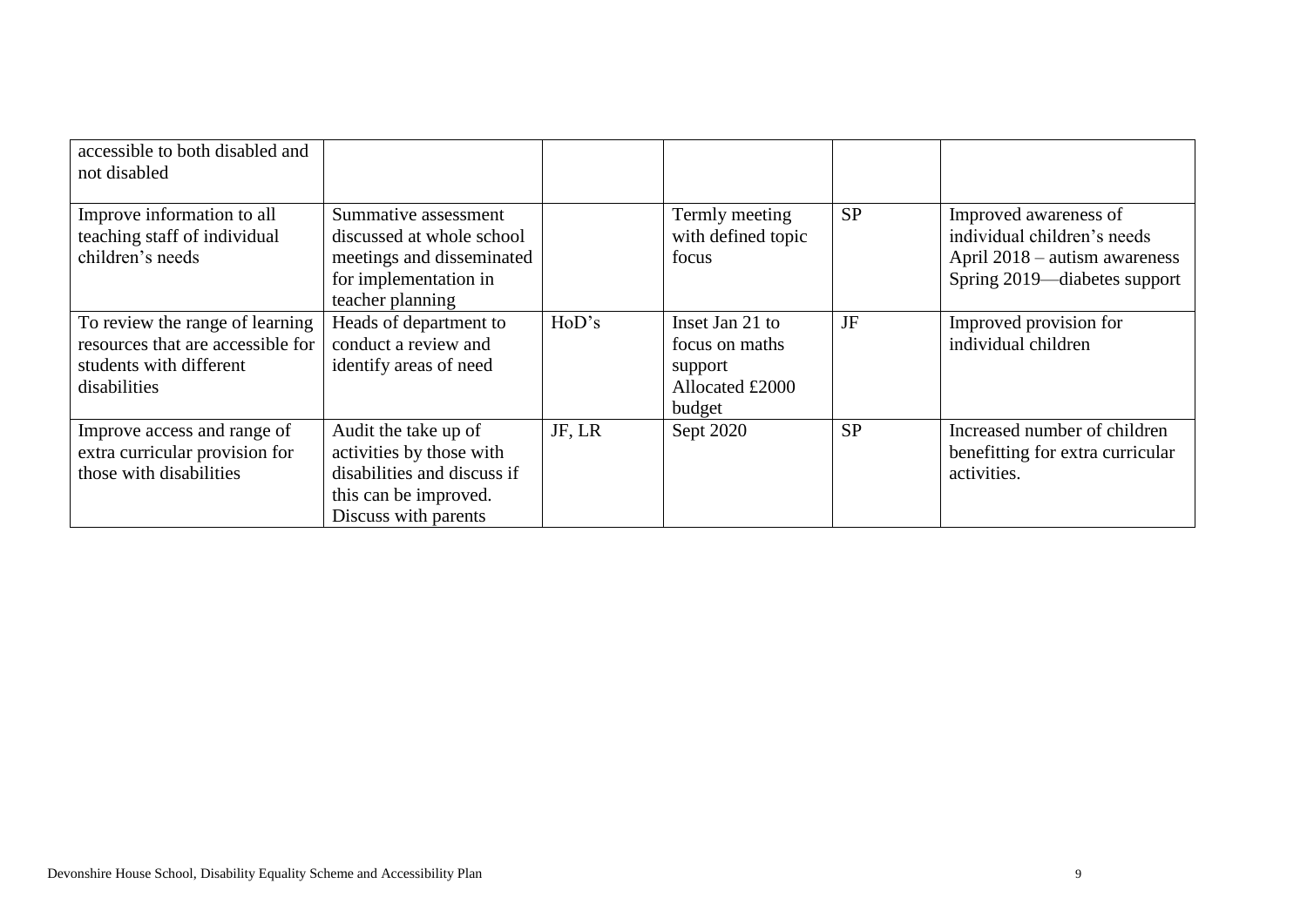| | | | | | |
|---|---|---|---|---|---|
| accessible to both disabled and not disabled | | | | | |
| Improve information to all teaching staff of individual children's needs | Summative assessment discussed at whole school meetings and disseminated for implementation in teacher planning | | Termly meeting with defined topic focus | SP | Improved awareness of individual children's needs April 2018 – autism awareness Spring 2019—diabetes support |
| To review the range of learning resources that are accessible for students with different disabilities | Heads of department to conduct a review and identify areas of need | HoD's | Inset Jan 21 to focus on maths support Allocated £2000 budget | JF | Improved provision for individual children |
| Improve access and range of extra curricular provision for those with disabilities | Audit the take up of activities by those with disabilities and discuss if this can be improved. Discuss with parents | JF, LR | Sept 2020 | SP | Increased number of children benefitting for extra curricular activities. |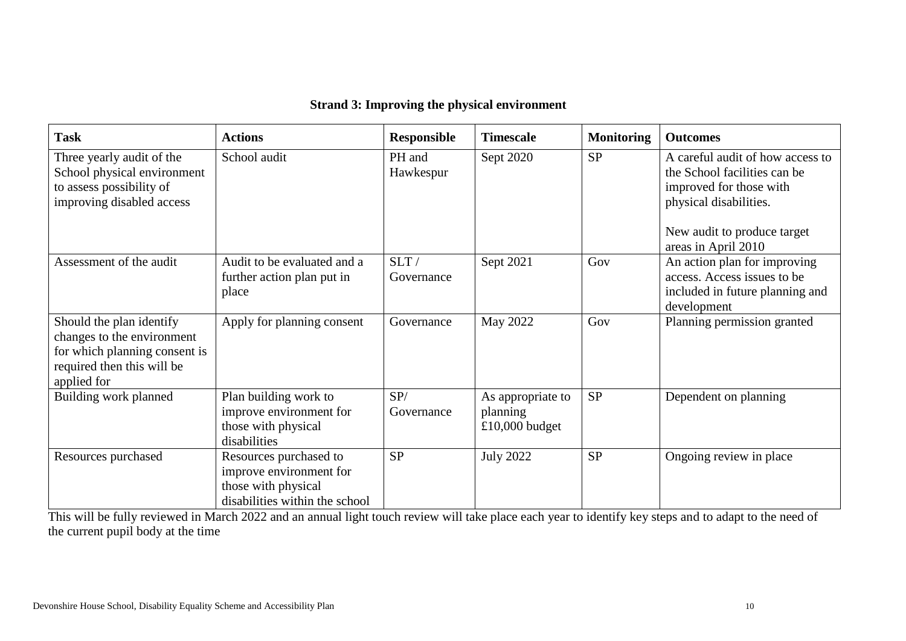**Strand 3: Improving the physical environment**

| Task | Actions | Responsible | Timescale | Monitoring | Outcomes |
|---|---|---|---|---|---|
| Three yearly audit of the School physical environment to assess possibility of improving disabled access | School audit | PH and Hawkespur | Sept 2020 | SP | A careful audit of how access to the School facilities can be improved for those with physical disabilities.<br><br>New audit to produce target areas in April 2010 |
| Assessment of the audit | Audit to be evaluated and a further action plan put in place | SLT / Governance | Sept 2021 | Gov | An action plan for improving access. Access issues to be included in future planning and development |
| Should the plan identify changes to the environment for which planning consent is required then this will be applied for | Apply for planning consent | Governance | May 2022 | Gov | Planning permission granted |
| Building work planned | Plan building work to improve environment for those with physical disabilities | SP/ Governance | As appropriate to planning £10,000 budget | SP | Dependent on planning |
| Resources purchased | Resources purchased to improve environment for those with physical disabilities within the school | SP | July 2022 | SP | Ongoing review in place |

This will be fully reviewed in March 2022 and an annual light touch review will take place each year to identify key steps and to adapt to the need of the current pupil body at the time